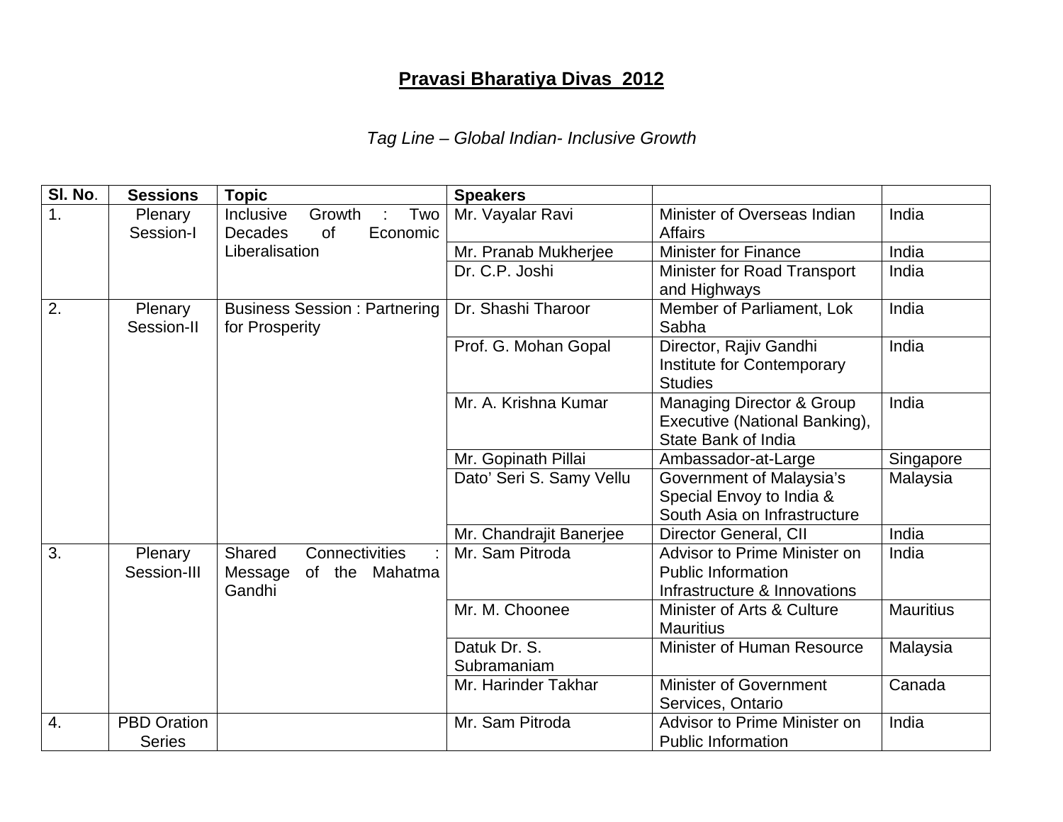# Pravasi Bharatiya Divas 2012

*Tag Line – Global Indian- Inclusive Growth*

| Sl. No. | Sessions | Topic | Speakers | | |
|---|---|---|---|---|---|
| 1. | Plenary Session-I | Inclusive Growth : Two Decades of Economic Liberalisation | Mr. Vayalar Ravi | Minister of Overseas Indian Affairs | India |
| | | | Mr. Pranab Mukherjee | Minister for Finance | India |
| | | | Dr. C.P. Joshi | Minister for Road Transport and Highways | India |
| 2. | Plenary Session-II | Business Session : Partnering for Prosperity | Dr. Shashi Tharoor | Member of Parliament, Lok Sabha | India |
| | | | Prof. G. Mohan Gopal | Director, Rajiv Gandhi Institute for Contemporary Studies | India |
| | | | Mr. A. Krishna Kumar | Managing Director & Group Executive (National Banking), State Bank of India | India |
| | | | Mr. Gopinath Pillai | Ambassador-at-Large | Singapore |
| | | | Dato' Seri S. Samy Vellu | Government of Malaysia's Special Envoy to India & South Asia on Infrastructure | Malaysia |
| | | | Mr. Chandrajit Banerjee | Director General, CII | India |
| 3. | Plenary Session-III | Shared Connectivities : Message of the Mahatma Gandhi | Mr. Sam Pitroda | Advisor to Prime Minister on Public Information Infrastructure & Innovations | India |
| | | | Mr. M. Choonee | Minister of Arts & Culture Mauritius | Mauritius |
| | | | Datuk Dr. S. Subramaniam | Minister of Human Resource | Malaysia |
| | | | Mr. Harinder Takhar | Minister of Government Services, Ontario | Canada |
| 4. | PBD Oration Series | | Mr. Sam Pitroda | Advisor to Prime Minister on Public Information | India |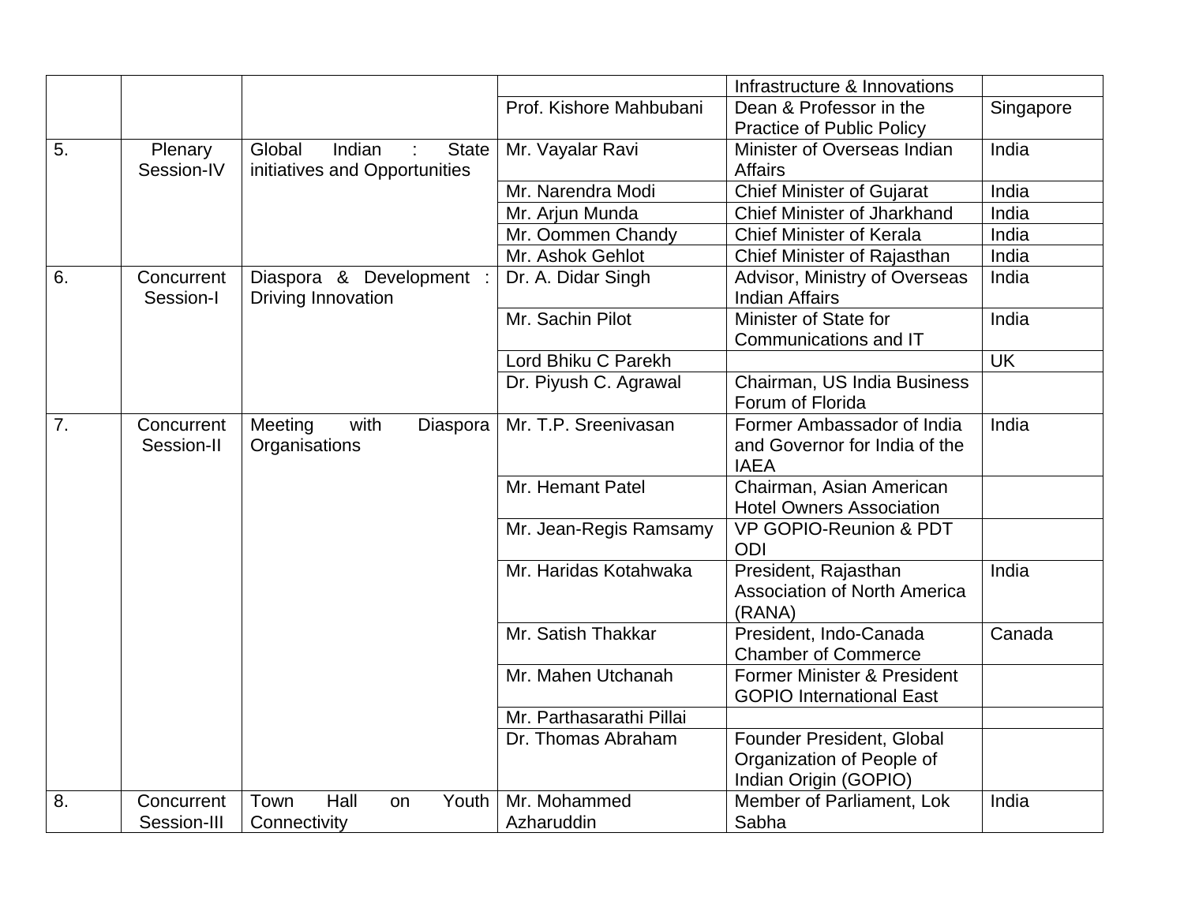| | | | | Infrastructure & Innovations | |
|---|---|---|---|---|---|
| | | | Prof. Kishore Mahbubani | Dean & Professor in the Practice of Public Policy | Singapore |
| 5. | Plenary Session-IV | Global Indian : State initiatives and Opportunities | Mr. Vayalar Ravi | Minister of Overseas Indian Affairs | India |
| | | | Mr. Narendra Modi | Chief Minister of Gujarat | India |
| | | | Mr. Arjun Munda | Chief Minister of Jharkhand | India |
| | | | Mr. Oommen Chandy | Chief Minister of Kerala | India |
| | | | Mr. Ashok Gehlot | Chief Minister of Rajasthan | India |
| 6. | Concurrent Session-I | Diaspora & Development : Driving Innovation | Dr. A. Didar Singh | Advisor, Ministry of Overseas Indian Affairs | India |
| | | | Mr. Sachin Pilot | Minister of State for Communications and IT | India |
| | | | Lord Bhiku C Parekh | | UK |
| | | | Dr. Piyush C. Agrawal | Chairman, US India Business Forum of Florida | |
| 7. | Concurrent Session-II | Meeting with Diaspora Organisations | Mr. T.P. Sreenivasan | Former Ambassador of India and Governor for India of the IAEA | India |
| | | | Mr. Hemant Patel | Chairman, Asian American Hotel Owners Association | |
| | | | Mr. Jean-Regis Ramsamy | VP GOPIO-Reunion & PDT ODI | |
| | | | Mr. Haridas Kotahwaka | President, Rajasthan Association of North America (RANA) | India |
| | | | Mr. Satish Thakkar | President, Indo-Canada Chamber of Commerce | Canada |
| | | | Mr. Mahen Utchanah | Former Minister & President GOPIO International East | |
| | | | Mr. Parthasarathi Pillai | | |
| | | | Dr. Thomas Abraham | Founder President, Global Organization of People of Indian Origin (GOPIO) | |
| 8. | Concurrent Session-III | Town Hall on Youth Connectivity | Mr. Mohammed Azharuddin | Member of Parliament, Lok Sabha | India |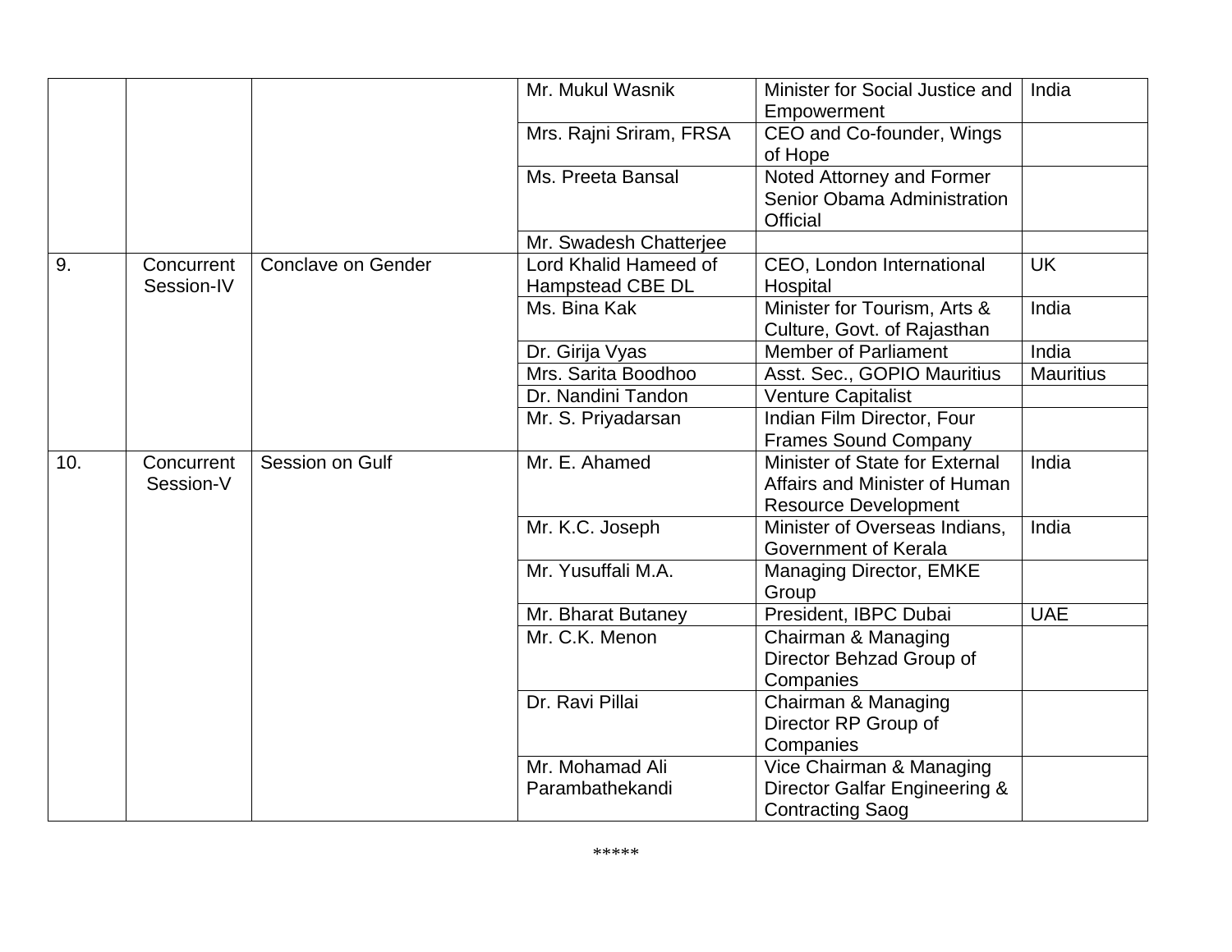| | | | | | |
|---|---|---|---|---|---|
| | | | Mr. Mukul Wasnik | Minister for Social Justice and Empowerment | India |
| | | | Mrs. Rajni Sriram, FRSA | CEO and Co-founder, Wings of Hope | |
| | | | Ms. Preeta Bansal | Noted Attorney and Former Senior Obama Administration Official | |
| | | | Mr. Swadesh Chatterjee | | |
| 9. | Concurrent Session-IV | Conclave on Gender | Lord Khalid Hameed of Hampstead CBE DL | CEO, London International Hospital | UK |
| | | | Ms. Bina Kak | Minister for Tourism, Arts & Culture, Govt. of Rajasthan | India |
| | | | Dr. Girija Vyas | Member of Parliament | India |
| | | | Mrs. Sarita Boodhoo | Asst. Sec., GOPIO Mauritius | Mauritius |
| | | | Dr. Nandini Tandon | Venture Capitalist | |
| | | | Mr. S. Priyadarsan | Indian Film Director, Four Frames Sound Company | |
| 10. | Concurrent Session-V | Session on Gulf | Mr. E. Ahamed | Minister of State for External Affairs and Minister of Human Resource Development | India |
| | | | Mr. K.C. Joseph | Minister of Overseas Indians, Government of Kerala | India |
| | | | Mr. Yusuffali M.A. | Managing Director, EMKE Group | |
| | | | Mr. Bharat Butaney | President, IBPC Dubai | UAE |
| | | | Mr. C.K. Menon | Chairman & Managing Director Behzad Group of Companies | |
| | | | Dr. Ravi Pillai | Chairman & Managing Director RP Group of Companies | |
| | | | Mr. Mohamad Ali Parambathekandi | Vice Chairman & Managing Director Galfar Engineering & Contracting Saog | |

*****